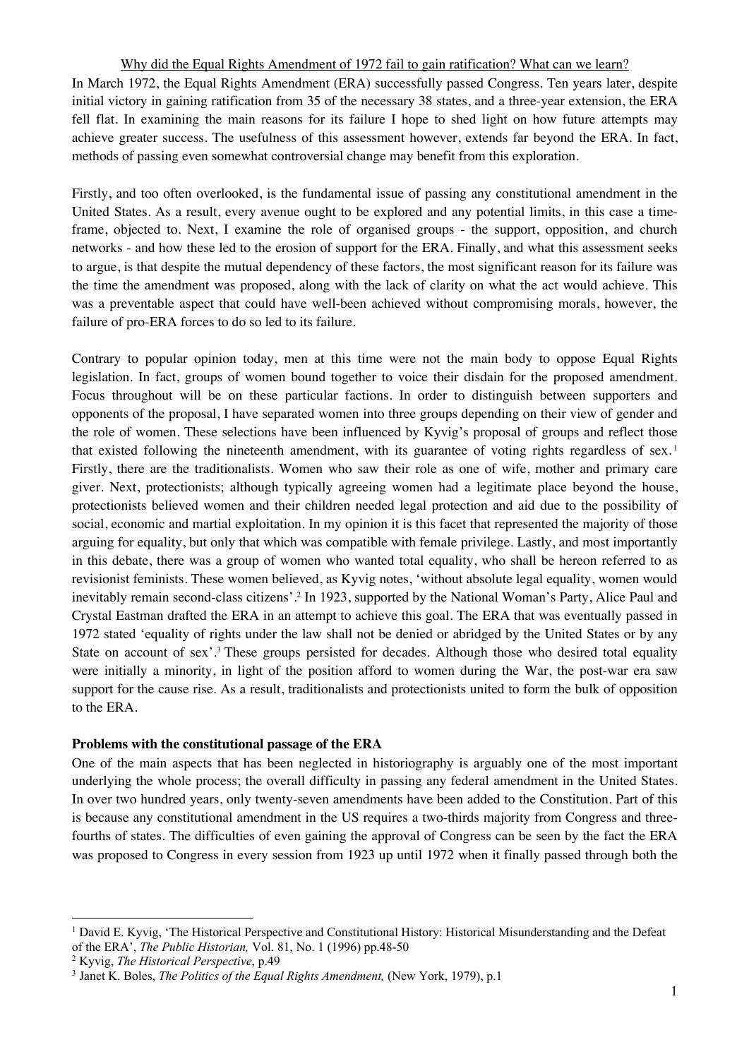Why did the Equal Rights Amendment of 1972 fail to gain ratification? What can we learn?

In March 1972, the Equal Rights Amendment (ERA) successfully passed Congress. Ten years later, despite initial victory in gaining ratification from 35 of the necessary 38 states, and a three-year extension, the ERA fell flat. In examining the main reasons for its failure I hope to shed light on how future attempts may achieve greater success. The usefulness of this assessment however, extends far beyond the ERA. In fact, methods of passing even somewhat controversial change may benefit from this exploration.

Firstly, and too often overlooked, is the fundamental issue of passing any constitutional amendment in the United States. As a result, every avenue ought to be explored and any potential limits, in this case a time-frame, objected to. Next, I examine the role of organised groups - the support, opposition, and church networks - and how these led to the erosion of support for the ERA. Finally, and what this assessment seeks to argue, is that despite the mutual dependency of these factors, the most significant reason for its failure was the time the amendment was proposed, along with the lack of clarity on what the act would achieve. This was a preventable aspect that could have well-been achieved without compromising morals, however, the failure of pro-ERA forces to do so led to its failure.

Contrary to popular opinion today, men at this time were not the main body to oppose Equal Rights legislation. In fact, groups of women bound together to voice their disdain for the proposed amendment. Focus throughout will be on these particular factions. In order to distinguish between supporters and opponents of the proposal, I have separated women into three groups depending on their view of gender and the role of women. These selections have been influenced by Kyvig's proposal of groups and reflect those that existed following the nineteenth amendment, with its guarantee of voting rights regardless of sex.[1] Firstly, there are the traditionalists. Women who saw their role as one of wife, mother and primary care giver. Next, protectionists; although typically agreeing women had a legitimate place beyond the house, protectionists believed women and their children needed legal protection and aid due to the possibility of social, economic and martial exploitation. In my opinion it is this facet that represented the majority of those arguing for equality, but only that which was compatible with female privilege. Lastly, and most importantly in this debate, there was a group of women who wanted total equality, who shall be hereon referred to as revisionist feminists. These women believed, as Kyvig notes, 'without absolute legal equality, women would inevitably remain second-class citizens'.[2] In 1923, supported by the National Woman's Party, Alice Paul and Crystal Eastman drafted the ERA in an attempt to achieve this goal. The ERA that was eventually passed in 1972 stated 'equality of rights under the law shall not be denied or abridged by the United States or by any State on account of sex'.[3] These groups persisted for decades. Although those who desired total equality were initially a minority, in light of the position afford to women during the War, the post-war era saw support for the cause rise. As a result, traditionalists and protectionists united to form the bulk of opposition to the ERA.

**Problems with the constitutional passage of the ERA**

One of the main aspects that has been neglected in historiography is arguably one of the most important underlying the whole process; the overall difficulty in passing any federal amendment in the United States. In over two hundred years, only twenty-seven amendments have been added to the Constitution. Part of this is because any constitutional amendment in the US requires a two-thirds majority from Congress and three-fourths of states. The difficulties of even gaining the approval of Congress can be seen by the fact the ERA was proposed to Congress in every session from 1923 up until 1972 when it finally passed through both the

[1] David E. Kyvig, 'The Historical Perspective and Constitutional History: Historical Misunderstanding and the Defeat of the ERA', *The Public Historian,* Vol. 81, No. 1 (1996) pp.48-50

[2] Kyvig, *The Historical Perspective*, p.49

[3] Janet K. Boles, *The Politics of the Equal Rights Amendment,* (New York, 1979), p.1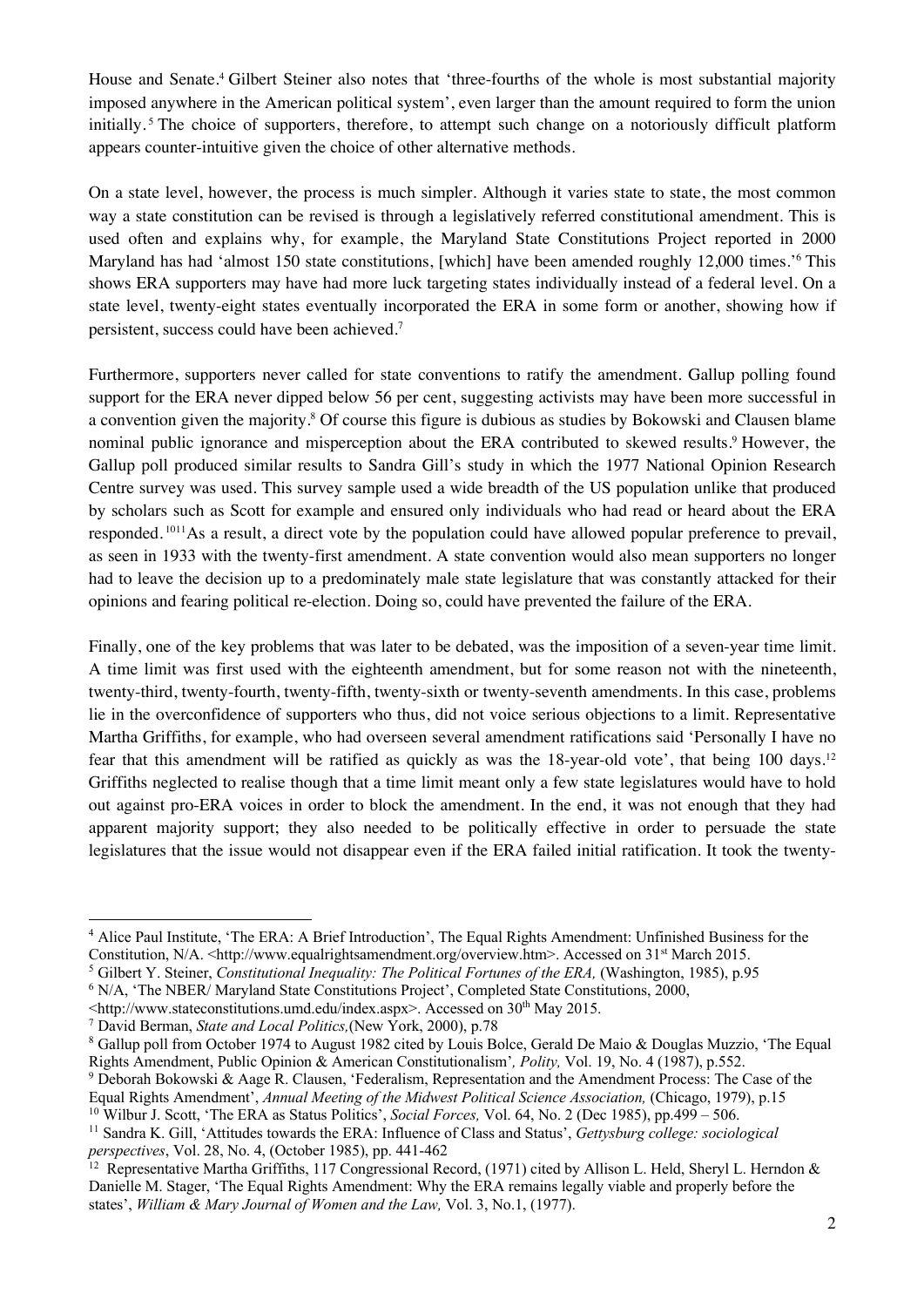House and Senate.[4] Gilbert Steiner also notes that 'three-fourths of the whole is most substantial majority imposed anywhere in the American political system', even larger than the amount required to form the union initially.[5] The choice of supporters, therefore, to attempt such change on a notoriously difficult platform appears counter-intuitive given the choice of other alternative methods.

On a state level, however, the process is much simpler. Although it varies state to state, the most common way a state constitution can be revised is through a legislatively referred constitutional amendment. This is used often and explains why, for example, the Maryland State Constitutions Project reported in 2000 Maryland has had 'almost 150 state constitutions, [which] have been amended roughly 12,000 times.'[6] This shows ERA supporters may have had more luck targeting states individually instead of a federal level. On a state level, twenty-eight states eventually incorporated the ERA in some form or another, showing how if persistent, success could have been achieved.[7]

Furthermore, supporters never called for state conventions to ratify the amendment. Gallup polling found support for the ERA never dipped below 56 per cent, suggesting activists may have been more successful in a convention given the majority.[8] Of course this figure is dubious as studies by Bokowski and Clausen blame nominal public ignorance and misperception about the ERA contributed to skewed results.[9] However, the Gallup poll produced similar results to Sandra Gill's study in which the 1977 National Opinion Research Centre survey was used. This survey sample used a wide breadth of the US population unlike that produced by scholars such as Scott for example and ensured only individuals who had read or heard about the ERA responded.[10][11] As a result, a direct vote by the population could have allowed popular preference to prevail, as seen in 1933 with the twenty-first amendment. A state convention would also mean supporters no longer had to leave the decision up to a predominately male state legislature that was constantly attacked for their opinions and fearing political re-election. Doing so, could have prevented the failure of the ERA.

Finally, one of the key problems that was later to be debated, was the imposition of a seven-year time limit. A time limit was first used with the eighteenth amendment, but for some reason not with the nineteenth, twenty-third, twenty-fourth, twenty-fifth, twenty-sixth or twenty-seventh amendments. In this case, problems lie in the overconfidence of supporters who thus, did not voice serious objections to a limit. Representative Martha Griffiths, for example, who had overseen several amendment ratifications said 'Personally I have no fear that this amendment will be ratified as quickly as was the 18-year-old vote', that being 100 days.[12] Griffiths neglected to realise though that a time limit meant only a few state legislatures would have to hold out against pro-ERA voices in order to block the amendment. In the end, it was not enough that they had apparent majority support; they also needed to be politically effective in order to persuade the state legislatures that the issue would not disappear even if the ERA failed initial ratification. It took the twenty-

---

[4] Alice Paul Institute, 'The ERA: A Brief Introduction', The Equal Rights Amendment: Unfinished Business for the Constitution, N/A. <http://www.equalrightsamendment.org/overview.htm>. Accessed on 31st March 2015.

[5] Gilbert Y. Steiner, *Constitutional Inequality: The Political Fortunes of the ERA,* (Washington, 1985), p.95

[6] N/A, 'The NBER/ Maryland State Constitutions Project', Completed State Constitutions, 2000, <http://www.stateconstitutions.umd.edu/index.aspx>. Accessed on 30th May 2015.

[7] David Berman, *State and Local Politics,*(New York, 2000), p.78

[8] Gallup poll from October 1974 to August 1982 cited by Louis Bolce, Gerald De Maio & Douglas Muzzio, 'The Equal Rights Amendment, Public Opinion & American Constitutionalism'*, Polity,* Vol. 19, No. 4 (1987), p.552.

[9] Deborah Bokowski & Aage R. Clausen, 'Federalism, Representation and the Amendment Process: The Case of the Equal Rights Amendment', *Annual Meeting of the Midwest Political Science Association,* (Chicago, 1979), p.15

[10] Wilbur J. Scott, 'The ERA as Status Politics', *Social Forces,* Vol. 64, No. 2 (Dec 1985), pp.499 – 506.

[11] Sandra K. Gill, 'Attitudes towards the ERA: Influence of Class and Status', *Gettysburg college: sociological perspectives*, Vol. 28, No. 4, (October 1985), pp. 441-462

[12] Representative Martha Griffiths, 117 Congressional Record, (1971) cited by Allison L. Held, Sheryl L. Herndon & Danielle M. Stager, 'The Equal Rights Amendment: Why the ERA remains legally viable and properly before the states', *William & Mary Journal of Women and the Law,* Vol. 3, No.1, (1977).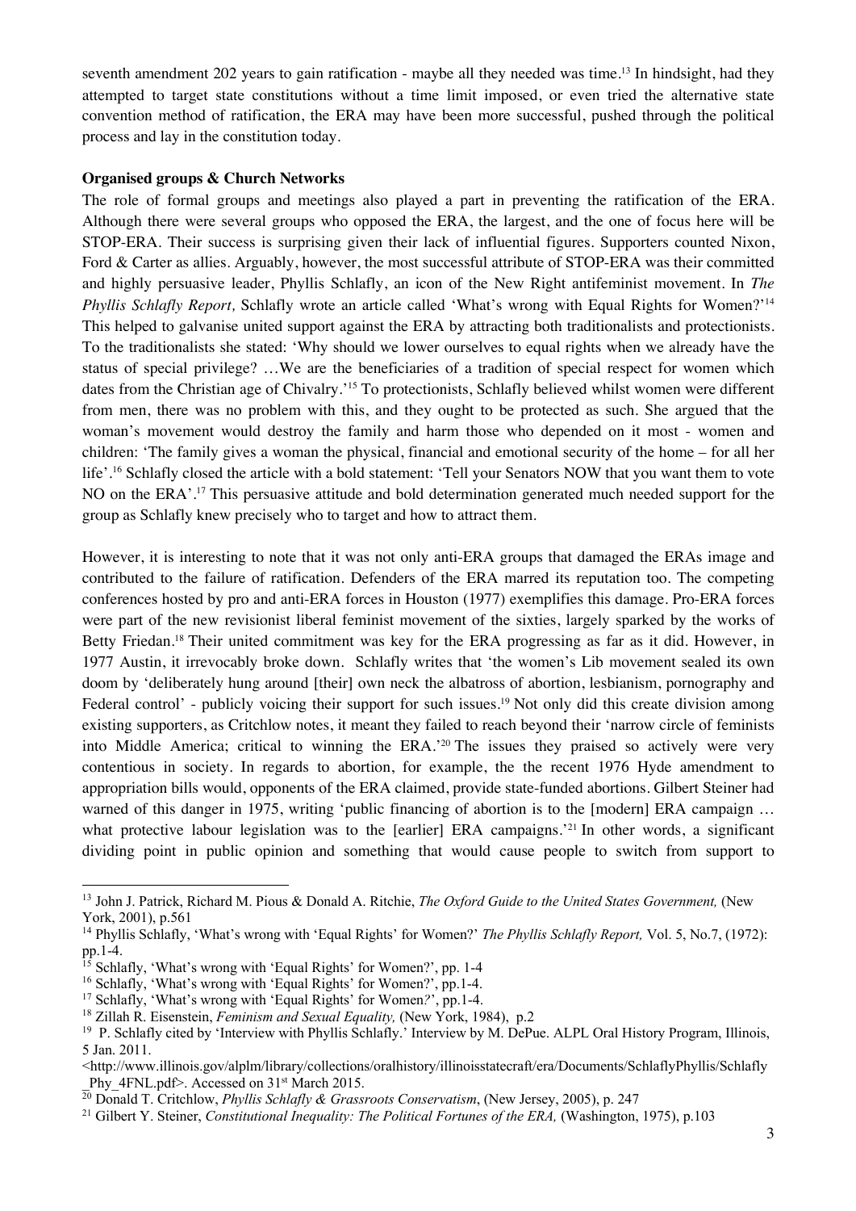seventh amendment 202 years to gain ratification - maybe all they needed was time.[13] In hindsight, had they attempted to target state constitutions without a time limit imposed, or even tried the alternative state convention method of ratification, the ERA may have been more successful, pushed through the political process and lay in the constitution today.

**Organised groups & Church Networks**

The role of formal groups and meetings also played a part in preventing the ratification of the ERA. Although there were several groups who opposed the ERA, the largest, and the one of focus here will be STOP-ERA. Their success is surprising given their lack of influential figures. Supporters counted Nixon, Ford & Carter as allies. Arguably, however, the most successful attribute of STOP-ERA was their committed and highly persuasive leader, Phyllis Schlafly, an icon of the New Right antifeminist movement. In *The Phyllis Schlafly Report,* Schlafly wrote an article called 'What's wrong with Equal Rights for Women?'[14] This helped to galvanise united support against the ERA by attracting both traditionalists and protectionists. To the traditionalists she stated: 'Why should we lower ourselves to equal rights when we already have the status of special privilege? …We are the beneficiaries of a tradition of special respect for women which dates from the Christian age of Chivalry.'[15] To protectionists, Schlafly believed whilst women were different from men, there was no problem with this, and they ought to be protected as such. She argued that the woman's movement would destroy the family and harm those who depended on it most - women and children: 'The family gives a woman the physical, financial and emotional security of the home – for all her life'.[16] Schlafly closed the article with a bold statement: 'Tell your Senators NOW that you want them to vote NO on the ERA'.[17] This persuasive attitude and bold determination generated much needed support for the group as Schlafly knew precisely who to target and how to attract them.

However, it is interesting to note that it was not only anti-ERA groups that damaged the ERAs image and contributed to the failure of ratification. Defenders of the ERA marred its reputation too. The competing conferences hosted by pro and anti-ERA forces in Houston (1977) exemplifies this damage. Pro-ERA forces were part of the new revisionist liberal feminist movement of the sixties, largely sparked by the works of Betty Friedan.[18] Their united commitment was key for the ERA progressing as far as it did. However, in 1977 Austin, it irrevocably broke down. Schlafly writes that 'the women's Lib movement sealed its own doom by 'deliberately hung around [their] own neck the albatross of abortion, lesbianism, pornography and Federal control' - publicly voicing their support for such issues.[19] Not only did this create division among existing supporters, as Critchlow notes, it meant they failed to reach beyond their 'narrow circle of feminists into Middle America; critical to winning the ERA.'[20] The issues they praised so actively were very contentious in society. In regards to abortion, for example, the the recent 1976 Hyde amendment to appropriation bills would, opponents of the ERA claimed, provide state-funded abortions. Gilbert Steiner had warned of this danger in 1975, writing 'public financing of abortion is to the [modern] ERA campaign … what protective labour legislation was to the [earlier] ERA campaigns.'[21] In other words, a significant dividing point in public opinion and something that would cause people to switch from support to

---

[13] John J. Patrick, Richard M. Pious & Donald A. Ritchie, *The Oxford Guide to the United States Government,* (New York, 2001), p.561

[14] Phyllis Schlafly, 'What's wrong with 'Equal Rights' for Women?' *The Phyllis Schlafly Report,* Vol. 5, No.7, (1972): pp.1-4.

[15] Schlafly, 'What's wrong with 'Equal Rights' for Women?', pp. 1-4

[16] Schlafly, 'What's wrong with 'Equal Rights' for Women?', pp.1-4.

[17] Schlafly, 'What's wrong with 'Equal Rights' for Women?', pp.1-4.

[18] Zillah R. Eisenstein, *Feminism and Sexual Equality,* (New York, 1984), p.2

[19] P. Schlafly cited by 'Interview with Phyllis Schlafly.' Interview by M. DePue. ALPL Oral History Program, Illinois, 5 Jan. 2011. <http://www.illinois.gov/alplm/library/collections/oralhistory/illinoisstatecraft/era/Documents/SchlaflyPhyllis/Schlafly_Phy_4FNL.pdf>. Accessed on 31st March 2015.

[20] Donald T. Critchlow, *Phyllis Schlafly & Grassroots Conservatism*, (New Jersey, 2005), p. 247

[21] Gilbert Y. Steiner, *Constitutional Inequality: The Political Fortunes of the ERA,* (Washington, 1975), p.103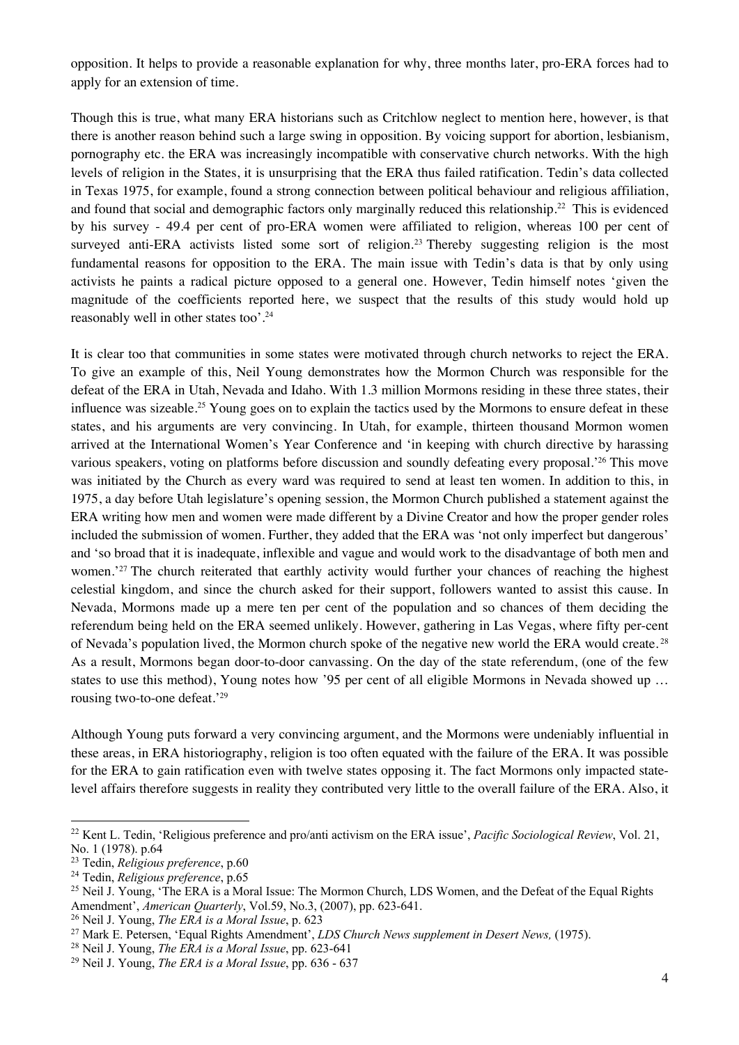opposition. It helps to provide a reasonable explanation for why, three months later, pro-ERA forces had to apply for an extension of time.

Though this is true, what many ERA historians such as Critchlow neglect to mention here, however, is that there is another reason behind such a large swing in opposition. By voicing support for abortion, lesbianism, pornography etc. the ERA was increasingly incompatible with conservative church networks. With the high levels of religion in the States, it is unsurprising that the ERA thus failed ratification. Tedin's data collected in Texas 1975, for example, found a strong connection between political behaviour and religious affiliation, and found that social and demographic factors only marginally reduced this relationship.[22] This is evidenced by his survey - 49.4 per cent of pro-ERA women were affiliated to religion, whereas 100 per cent of surveyed anti-ERA activists listed some sort of religion.[23] Thereby suggesting religion is the most fundamental reasons for opposition to the ERA. The main issue with Tedin's data is that by only using activists he paints a radical picture opposed to a general one. However, Tedin himself notes 'given the magnitude of the coefficients reported here, we suspect that the results of this study would hold up reasonably well in other states too'.[24]

It is clear too that communities in some states were motivated through church networks to reject the ERA. To give an example of this, Neil Young demonstrates how the Mormon Church was responsible for the defeat of the ERA in Utah, Nevada and Idaho. With 1.3 million Mormons residing in these three states, their influence was sizeable.[25] Young goes on to explain the tactics used by the Mormons to ensure defeat in these states, and his arguments are very convincing. In Utah, for example, thirteen thousand Mormon women arrived at the International Women's Year Conference and 'in keeping with church directive by harassing various speakers, voting on platforms before discussion and soundly defeating every proposal.'[26] This move was initiated by the Church as every ward was required to send at least ten women. In addition to this, in 1975, a day before Utah legislature's opening session, the Mormon Church published a statement against the ERA writing how men and women were made different by a Divine Creator and how the proper gender roles included the submission of women. Further, they added that the ERA was 'not only imperfect but dangerous' and 'so broad that it is inadequate, inflexible and vague and would work to the disadvantage of both men and women.'[27] The church reiterated that earthly activity would further your chances of reaching the highest celestial kingdom, and since the church asked for their support, followers wanted to assist this cause. In Nevada, Mormons made up a mere ten per cent of the population and so chances of them deciding the referendum being held on the ERA seemed unlikely. However, gathering in Las Vegas, where fifty per-cent of Nevada's population lived, the Mormon church spoke of the negative new world the ERA would create.[28] As a result, Mormons began door-to-door canvassing. On the day of the state referendum, (one of the few states to use this method), Young notes how '95 per cent of all eligible Mormons in Nevada showed up … rousing two-to-one defeat.'[29]

Although Young puts forward a very convincing argument, and the Mormons were undeniably influential in these areas, in ERA historiography, religion is too often equated with the failure of the ERA. It was possible for the ERA to gain ratification even with twelve states opposing it. The fact Mormons only impacted state-level affairs therefore suggests in reality they contributed very little to the overall failure of the ERA. Also, it

---

[22] Kent L. Tedin, 'Religious preference and pro/anti activism on the ERA issue', *Pacific Sociological Review*, Vol. 21, No. 1 (1978). p.64

[23] Tedin, *Religious preference*, p.60

[24] Tedin, *Religious preference*, p.65

[25] Neil J. Young, 'The ERA is a Moral Issue: The Mormon Church, LDS Women, and the Defeat of the Equal Rights Amendment', *American Quarterly*, Vol.59, No.3, (2007), pp. 623-641.

[26] Neil J. Young, *The ERA is a Moral Issue*, p. 623

[27] Mark E. Petersen, 'Equal Rights Amendment', *LDS Church News supplement in Desert News,* (1975).

[28] Neil J. Young, *The ERA is a Moral Issue*, pp. 623-641

[29] Neil J. Young, *The ERA is a Moral Issue*, pp. 636 - 637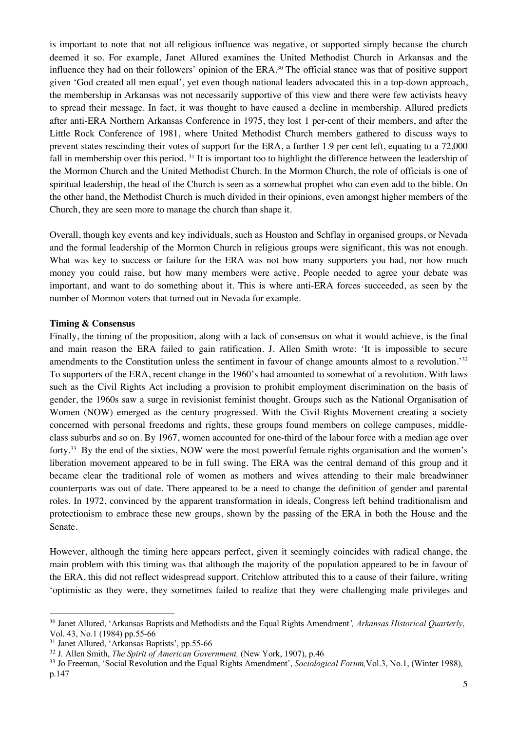is important to note that not all religious influence was negative, or supported simply because the church deemed it so. For example, Janet Allured examines the United Methodist Church in Arkansas and the influence they had on their followers' opinion of the ERA.[30] The official stance was that of positive support given 'God created all men equal', yet even though national leaders advocated this in a top-down approach, the membership in Arkansas was not necessarily supportive of this view and there were few activists heavy to spread their message. In fact, it was thought to have caused a decline in membership. Allured predicts after anti-ERA Northern Arkansas Conference in 1975, they lost 1 per-cent of their members, and after the Little Rock Conference of 1981, where United Methodist Church members gathered to discuss ways to prevent states rescinding their votes of support for the ERA, a further 1.9 per cent left, equating to a 72,000 fall in membership over this period.[31] It is important too to highlight the difference between the leadership of the Mormon Church and the United Methodist Church. In the Mormon Church, the role of officials is one of spiritual leadership, the head of the Church is seen as a somewhat prophet who can even add to the bible. On the other hand, the Methodist Church is much divided in their opinions, even amongst higher members of the Church, they are seen more to manage the church than shape it.

Overall, though key events and key individuals, such as Houston and Schflay in organised groups, or Nevada and the formal leadership of the Mormon Church in religious groups were significant, this was not enough. What was key to success or failure for the ERA was not how many supporters you had, nor how much money you could raise, but how many members were active. People needed to agree your debate was important, and want to do something about it. This is where anti-ERA forces succeeded, as seen by the number of Mormon voters that turned out in Nevada for example.

**Timing & Consensus**

Finally, the timing of the proposition, along with a lack of consensus on what it would achieve, is the final and main reason the ERA failed to gain ratification. J. Allen Smith wrote: 'It is impossible to secure amendments to the Constitution unless the sentiment in favour of change amounts almost to a revolution.'[32] To supporters of the ERA, recent change in the 1960's had amounted to somewhat of a revolution. With laws such as the Civil Rights Act including a provision to prohibit employment discrimination on the basis of gender, the 1960s saw a surge in revisionist feminist thought. Groups such as the National Organisation of Women (NOW) emerged as the century progressed. With the Civil Rights Movement creating a society concerned with personal freedoms and rights, these groups found members on college campuses, middle-class suburbs and so on. By 1967, women accounted for one-third of the labour force with a median age over forty.[33] By the end of the sixties, NOW were the most powerful female rights organisation and the women's liberation movement appeared to be in full swing. The ERA was the central demand of this group and it became clear the traditional role of women as mothers and wives attending to their male breadwinner counterparts was out of date. There appeared to be a need to change the definition of gender and parental roles. In 1972, convinced by the apparent transformation in ideals, Congress left behind traditionalism and protectionism to embrace these new groups, shown by the passing of the ERA in both the House and the Senate.

However, although the timing here appears perfect, given it seemingly coincides with radical change, the main problem with this timing was that although the majority of the population appeared to be in favour of the ERA, this did not reflect widespread support. Critchlow attributed this to a cause of their failure, writing 'optimistic as they were, they sometimes failed to realize that they were challenging male privileges and

---

[30] Janet Allured, 'Arkansas Baptists and Methodists and the Equal Rights Amendment*', Arkansas Historical Quarterly*, Vol. 43, No.1 (1984) pp.55-66

[31] Janet Allured, 'Arkansas Baptists', pp.55-66

[32] J. Allen Smith, *The Spirit of American Government,* (New York, 1907), p.46

[33] Jo Freeman, 'Social Revolution and the Equal Rights Amendment', *Sociological Forum,*Vol.3, No.1, (Winter 1988), p.147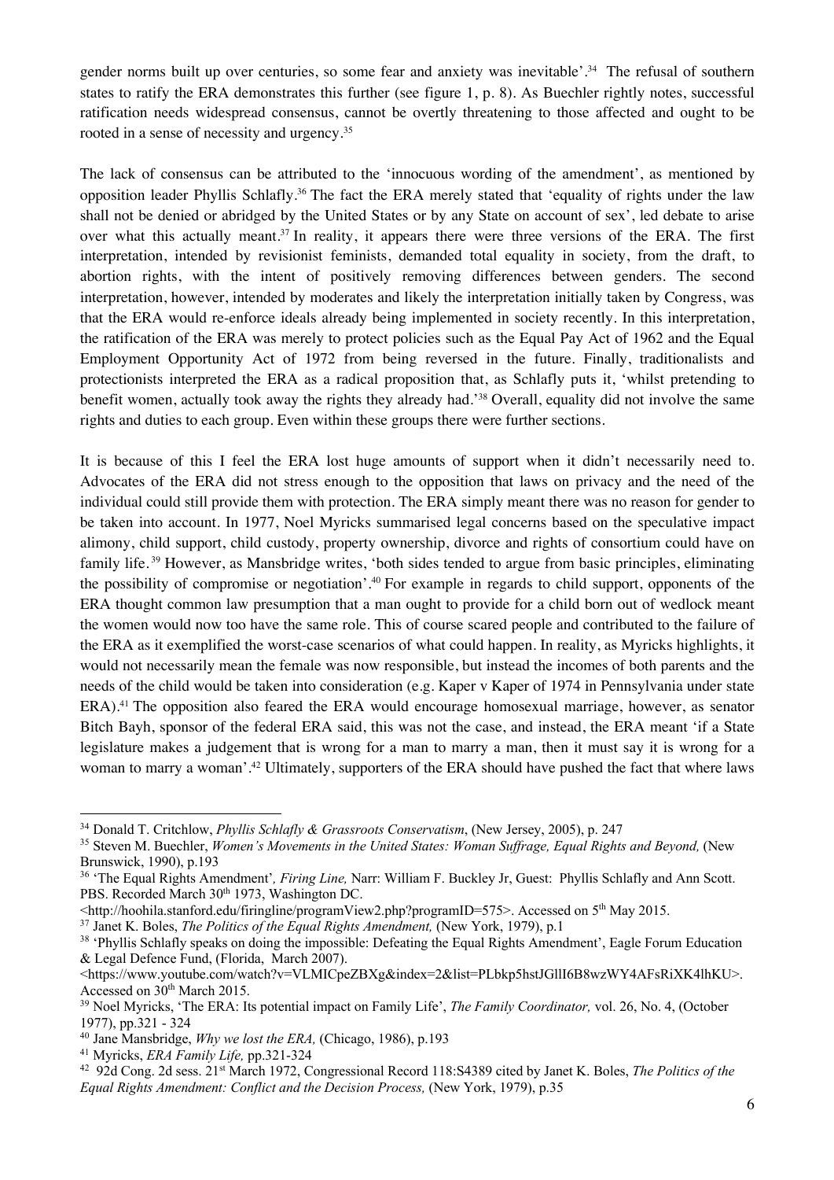gender norms built up over centuries, so some fear and anxiety was inevitable'.[34] The refusal of southern states to ratify the ERA demonstrates this further (see figure 1, p. 8). As Buechler rightly notes, successful ratification needs widespread consensus, cannot be overtly threatening to those affected and ought to be rooted in a sense of necessity and urgency.[35]

The lack of consensus can be attributed to the 'innocuous wording of the amendment', as mentioned by opposition leader Phyllis Schlafly.[36] The fact the ERA merely stated that 'equality of rights under the law shall not be denied or abridged by the United States or by any State on account of sex', led debate to arise over what this actually meant.[37] In reality, it appears there were three versions of the ERA. The first interpretation, intended by revisionist feminists, demanded total equality in society, from the draft, to abortion rights, with the intent of positively removing differences between genders. The second interpretation, however, intended by moderates and likely the interpretation initially taken by Congress, was that the ERA would re-enforce ideals already being implemented in society recently. In this interpretation, the ratification of the ERA was merely to protect policies such as the Equal Pay Act of 1962 and the Equal Employment Opportunity Act of 1972 from being reversed in the future. Finally, traditionalists and protectionists interpreted the ERA as a radical proposition that, as Schlafly puts it, 'whilst pretending to benefit women, actually took away the rights they already had.'[38] Overall, equality did not involve the same rights and duties to each group. Even within these groups there were further sections.

It is because of this I feel the ERA lost huge amounts of support when it didn't necessarily need to. Advocates of the ERA did not stress enough to the opposition that laws on privacy and the need of the individual could still provide them with protection. The ERA simply meant there was no reason for gender to be taken into account. In 1977, Noel Myricks summarised legal concerns based on the speculative impact alimony, child support, child custody, property ownership, divorce and rights of consortium could have on family life.[39] However, as Mansbridge writes, 'both sides tended to argue from basic principles, eliminating the possibility of compromise or negotiation'.[40] For example in regards to child support, opponents of the ERA thought common law presumption that a man ought to provide for a child born out of wedlock meant the women would now too have the same role. This of course scared people and contributed to the failure of the ERA as it exemplified the worst-case scenarios of what could happen. In reality, as Myricks highlights, it would not necessarily mean the female was now responsible, but instead the incomes of both parents and the needs of the child would be taken into consideration (e.g. Kaper v Kaper of 1974 in Pennsylvania under state ERA).[41] The opposition also feared the ERA would encourage homosexual marriage, however, as senator Bitch Bayh, sponsor of the federal ERA said, this was not the case, and instead, the ERA meant 'if a State legislature makes a judgement that is wrong for a man to marry a man, then it must say it is wrong for a woman to marry a woman'.[42] Ultimately, supporters of the ERA should have pushed the fact that where laws

---

[34] Donald T. Critchlow, *Phyllis Schlafly & Grassroots Conservatism*, (New Jersey, 2005), p. 247

[35] Steven M. Buechler, *Women's Movements in the United States: Woman Suffrage, Equal Rights and Beyond,* (New Brunswick, 1990), p.193

[36] 'The Equal Rights Amendment', *Firing Line,* Narr: William F. Buckley Jr, Guest: Phyllis Schlafly and Ann Scott. PBS. Recorded March 30th 1973, Washington DC. <http://hoohila.stanford.edu/firingline/programView2.php?programID=575>. Accessed on 5th May 2015.

[37] Janet K. Boles, *The Politics of the Equal Rights Amendment,* (New York, 1979), p.1

[38] 'Phyllis Schlafly speaks on doing the impossible: Defeating the Equal Rights Amendment', Eagle Forum Education & Legal Defence Fund, (Florida, March 2007). <https://www.youtube.com/watch?v=VLMICpeZBXg&index=2&list=PLbkp5hstJGllI6B8wzWY4AFsRiXK4lhKU>. Accessed on 30th March 2015.

[39] Noel Myricks, 'The ERA: Its potential impact on Family Life', *The Family Coordinator,* vol. 26, No. 4, (October 1977), pp.321 - 324

[40] Jane Mansbridge, *Why we lost the ERA,* (Chicago, 1986), p.193

[41] Myricks, *ERA Family Life,* pp.321-324

[42] 92d Cong. 2d sess. 21st March 1972, Congressional Record 118:S4389 cited by Janet K. Boles, *The Politics of the Equal Rights Amendment: Conflict and the Decision Process,* (New York, 1979), p.35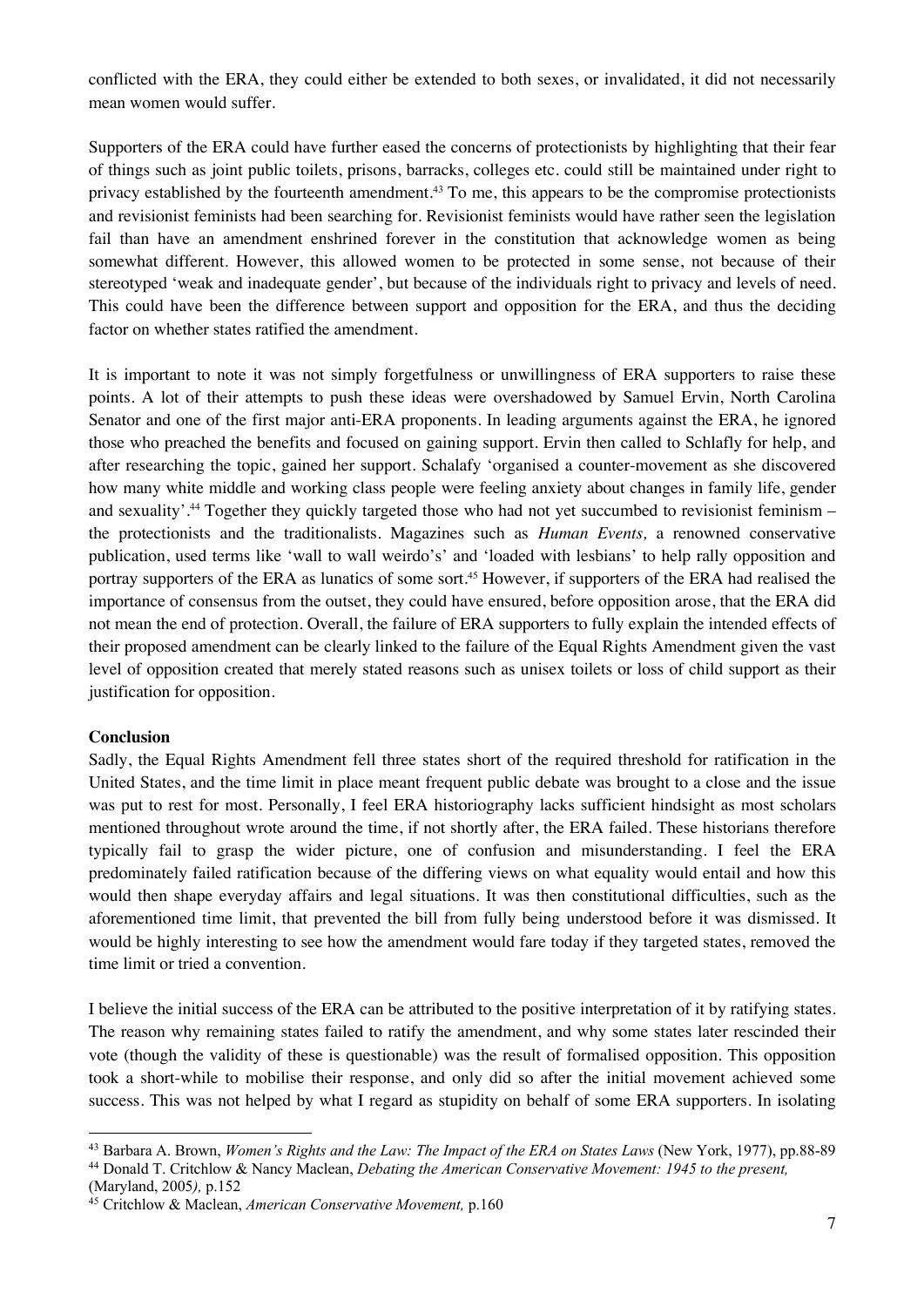conflicted with the ERA, they could either be extended to both sexes, or invalidated, it did not necessarily mean women would suffer.

Supporters of the ERA could have further eased the concerns of protectionists by highlighting that their fear of things such as joint public toilets, prisons, barracks, colleges etc. could still be maintained under right to privacy established by the fourteenth amendment.[43] To me, this appears to be the compromise protectionists and revisionist feminists had been searching for. Revisionist feminists would have rather seen the legislation fail than have an amendment enshrined forever in the constitution that acknowledge women as being somewhat different. However, this allowed women to be protected in some sense, not because of their stereotyped 'weak and inadequate gender', but because of the individuals right to privacy and levels of need. This could have been the difference between support and opposition for the ERA, and thus the deciding factor on whether states ratified the amendment.

It is important to note it was not simply forgetfulness or unwillingness of ERA supporters to raise these points. A lot of their attempts to push these ideas were overshadowed by Samuel Ervin, North Carolina Senator and one of the first major anti-ERA proponents. In leading arguments against the ERA, he ignored those who preached the benefits and focused on gaining support. Ervin then called to Schlafly for help, and after researching the topic, gained her support. Schalafy 'organised a counter-movement as she discovered how many white middle and working class people were feeling anxiety about changes in family life, gender and sexuality'.[44] Together they quickly targeted those who had not yet succumbed to revisionist feminism – the protectionists and the traditionalists. Magazines such as *Human Events,* a renowned conservative publication, used terms like 'wall to wall weirdo's' and 'loaded with lesbians' to help rally opposition and portray supporters of the ERA as lunatics of some sort.[45] However, if supporters of the ERA had realised the importance of consensus from the outset, they could have ensured, before opposition arose, that the ERA did not mean the end of protection. Overall, the failure of ERA supporters to fully explain the intended effects of their proposed amendment can be clearly linked to the failure of the Equal Rights Amendment given the vast level of opposition created that merely stated reasons such as unisex toilets or loss of child support as their justification for opposition.

**Conclusion**

Sadly, the Equal Rights Amendment fell three states short of the required threshold for ratification in the United States, and the time limit in place meant frequent public debate was brought to a close and the issue was put to rest for most. Personally, I feel ERA historiography lacks sufficient hindsight as most scholars mentioned throughout wrote around the time, if not shortly after, the ERA failed. These historians therefore typically fail to grasp the wider picture, one of confusion and misunderstanding. I feel the ERA predominately failed ratification because of the differing views on what equality would entail and how this would then shape everyday affairs and legal situations. It was then constitutional difficulties, such as the aforementioned time limit, that prevented the bill from fully being understood before it was dismissed. It would be highly interesting to see how the amendment would fare today if they targeted states, removed the time limit or tried a convention.

I believe the initial success of the ERA can be attributed to the positive interpretation of it by ratifying states. The reason why remaining states failed to ratify the amendment, and why some states later rescinded their vote (though the validity of these is questionable) was the result of formalised opposition. This opposition took a short-while to mobilise their response, and only did so after the initial movement achieved some success. This was not helped by what I regard as stupidity on behalf of some ERA supporters. In isolating

---

[43] Barbara A. Brown, *Women's Rights and the Law: The Impact of the ERA on States Laws* (New York, 1977), pp.88-89

[44] Donald T. Critchlow & Nancy Maclean, *Debating the American Conservative Movement: 1945 to the present,* (Maryland, 2005*),* p.152

[45] Critchlow & Maclean, *American Conservative Movement,* p.160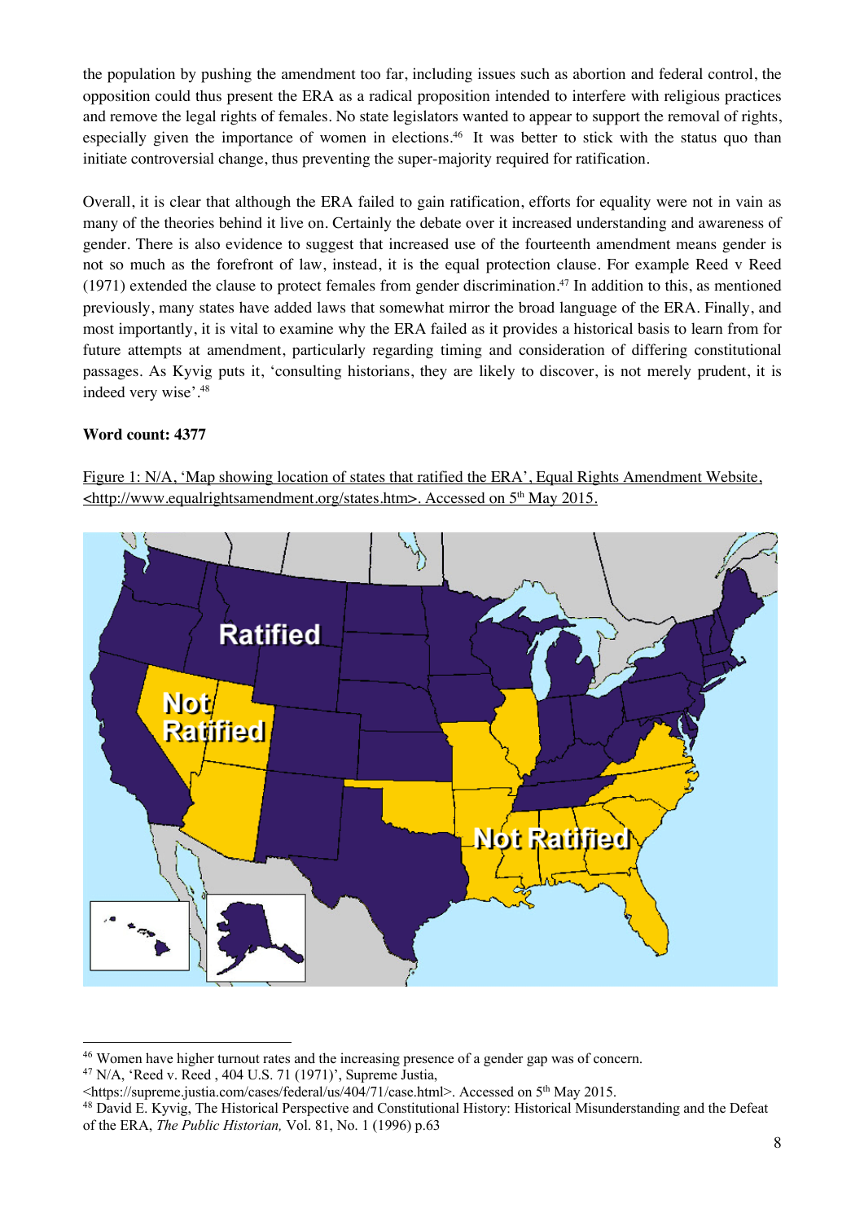the population by pushing the amendment too far, including issues such as abortion and federal control, the opposition could thus present the ERA as a radical proposition intended to interfere with religious practices and remove the legal rights of females. No state legislators wanted to appear to support the removal of rights, especially given the importance of women in elections.[46] It was better to stick with the status quo than initiate controversial change, thus preventing the super-majority required for ratification.

Overall, it is clear that although the ERA failed to gain ratification, efforts for equality were not in vain as many of the theories behind it live on. Certainly the debate over it increased understanding and awareness of gender. There is also evidence to suggest that increased use of the fourteenth amendment means gender is not so much as the forefront of law, instead, it is the equal protection clause. For example Reed v Reed (1971) extended the clause to protect females from gender discrimination.[47] In addition to this, as mentioned previously, many states have added laws that somewhat mirror the broad language of the ERA. Finally, and most importantly, it is vital to examine why the ERA failed as it provides a historical basis to learn from for future attempts at amendment, particularly regarding timing and consideration of differing constitutional passages. As Kyvig puts it, 'consulting historians, they are likely to discover, is not merely prudent, it is indeed very wise'.[48]

**Word count: 4377**

Figure 1: N/A, 'Map showing location of states that ratified the ERA', Equal Rights Amendment Website, <http://www.equalrightsamendment.org/states.htm>. Accessed on 5th May 2015.

---

[46] Women have higher turnout rates and the increasing presence of a gender gap was of concern.

[47] N/A, 'Reed v. Reed , 404 U.S. 71 (1971)', Supreme Justia, <https://supreme.justia.com/cases/federal/us/404/71/case.html>. Accessed on 5th May 2015.

[48] David E. Kyvig, The Historical Perspective and Constitutional History: Historical Misunderstanding and the Defeat of the ERA, *The Public Historian,* Vol. 81, No. 1 (1996) p.63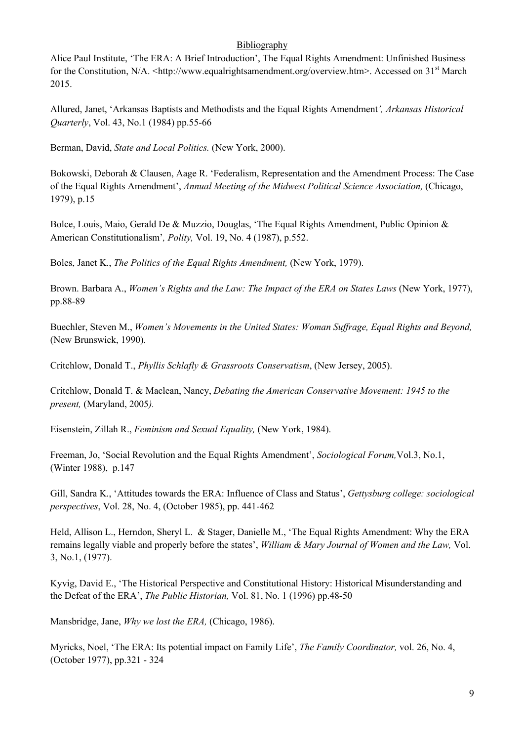## Bibliography

Alice Paul Institute, 'The ERA: A Brief Introduction', The Equal Rights Amendment: Unfinished Business for the Constitution, N/A. <http://www.equalrightsamendment.org/overview.htm>. Accessed on 31st March 2015.

Allured, Janet, 'Arkansas Baptists and Methodists and the Equal Rights Amendment*', Arkansas Historical Quarterly*, Vol. 43, No.1 (1984) pp.55-66

Berman, David, *State and Local Politics.* (New York, 2000).

Bokowski, Deborah & Clausen, Aage R. 'Federalism, Representation and the Amendment Process: The Case of the Equal Rights Amendment', *Annual Meeting of the Midwest Political Science Association,* (Chicago, 1979), p.15

Bolce, Louis, Maio, Gerald De & Muzzio, Douglas, 'The Equal Rights Amendment, Public Opinion & American Constitutionalism'*, Polity,* Vol. 19, No. 4 (1987), p.552.

Boles, Janet K., *The Politics of the Equal Rights Amendment,* (New York, 1979).

Brown. Barbara A., *Women's Rights and the Law: The Impact of the ERA on States Laws* (New York, 1977), pp.88-89

Buechler, Steven M., *Women's Movements in the United States: Woman Suffrage, Equal Rights and Beyond,* (New Brunswick, 1990).

Critchlow, Donald T., *Phyllis Schlafly & Grassroots Conservatism*, (New Jersey, 2005).

Critchlow, Donald T. & Maclean, Nancy, *Debating the American Conservative Movement: 1945 to the present,* (Maryland, 2005*).*

Eisenstein, Zillah R., *Feminism and Sexual Equality,* (New York, 1984).

Freeman, Jo, 'Social Revolution and the Equal Rights Amendment', *Sociological Forum,*Vol.3, No.1, (Winter 1988), p.147

Gill, Sandra K., 'Attitudes towards the ERA: Influence of Class and Status', *Gettysburg college: sociological perspectives*, Vol. 28, No. 4, (October 1985), pp. 441-462

Held, Allison L., Herndon, Sheryl L. & Stager, Danielle M., 'The Equal Rights Amendment: Why the ERA remains legally viable and properly before the states', *William & Mary Journal of Women and the Law,* Vol. 3, No.1, (1977).

Kyvig, David E., 'The Historical Perspective and Constitutional History: Historical Misunderstanding and the Defeat of the ERA', *The Public Historian,* Vol. 81, No. 1 (1996) pp.48-50

Mansbridge, Jane, *Why we lost the ERA,* (Chicago, 1986).

Myricks, Noel, 'The ERA: Its potential impact on Family Life', *The Family Coordinator,* vol. 26, No. 4, (October 1977), pp.321 - 324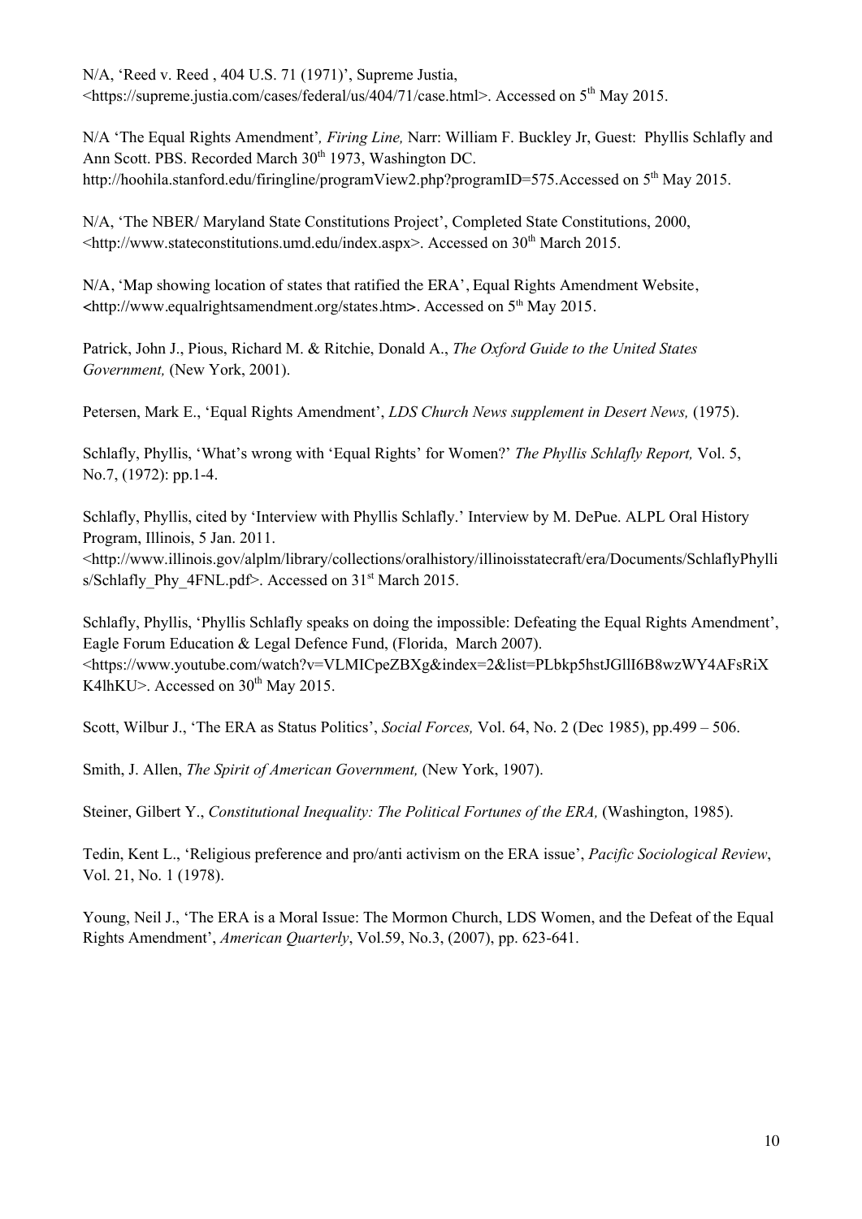N/A, 'Reed v. Reed , 404 U.S. 71 (1971)', Supreme Justia, <https://supreme.justia.com/cases/federal/us/404/71/case.html>. Accessed on 5th May 2015.

N/A 'The Equal Rights Amendment', *Firing Line,* Narr: William F. Buckley Jr, Guest: Phyllis Schlafly and Ann Scott. PBS. Recorded March 30th 1973, Washington DC. http://hoohila.stanford.edu/firingline/programView2.php?programID=575.Accessed on 5th May 2015.

N/A, 'The NBER/ Maryland State Constitutions Project', Completed State Constitutions, 2000, <http://www.stateconstitutions.umd.edu/index.aspx>. Accessed on 30th March 2015.

N/A, 'Map showing location of states that ratified the ERA', Equal Rights Amendment Website, <http://www.equalrightsamendment.org/states.htm>. Accessed on 5th May 2015.

Patrick, John J., Pious, Richard M. & Ritchie, Donald A., *The Oxford Guide to the United States Government,* (New York, 2001).

Petersen, Mark E., 'Equal Rights Amendment', *LDS Church News supplement in Desert News,* (1975).

Schlafly, Phyllis, 'What's wrong with 'Equal Rights' for Women?' *The Phyllis Schlafly Report,* Vol. 5, No.7, (1972): pp.1-4.

Schlafly, Phyllis, cited by 'Interview with Phyllis Schlafly.' Interview by M. DePue. ALPL Oral History Program, Illinois, 5 Jan. 2011. <http://www.illinois.gov/alplm/library/collections/oralhistory/illinoisstatecraft/era/Documents/SchlaflyPhyllis/Schlafly_Phy_4FNL.pdf>. Accessed on 31st March 2015.

Schlafly, Phyllis, 'Phyllis Schlafly speaks on doing the impossible: Defeating the Equal Rights Amendment', Eagle Forum Education & Legal Defence Fund, (Florida, March 2007). <https://www.youtube.com/watch?v=VLMICpeZBXg&index=2&list=PLbkp5hstJGllI6B8wzWY4AFsRiXK4lhKU>. Accessed on 30th May 2015.

Scott, Wilbur J., 'The ERA as Status Politics', *Social Forces,* Vol. 64, No. 2 (Dec 1985), pp.499 – 506.

Smith, J. Allen, *The Spirit of American Government,* (New York, 1907).

Steiner, Gilbert Y., *Constitutional Inequality: The Political Fortunes of the ERA,* (Washington, 1985).

Tedin, Kent L., 'Religious preference and pro/anti activism on the ERA issue', *Pacific Sociological Review*, Vol. 21, No. 1 (1978).

Young, Neil J., 'The ERA is a Moral Issue: The Mormon Church, LDS Women, and the Defeat of the Equal Rights Amendment', *American Quarterly*, Vol.59, No.3, (2007), pp. 623-641.